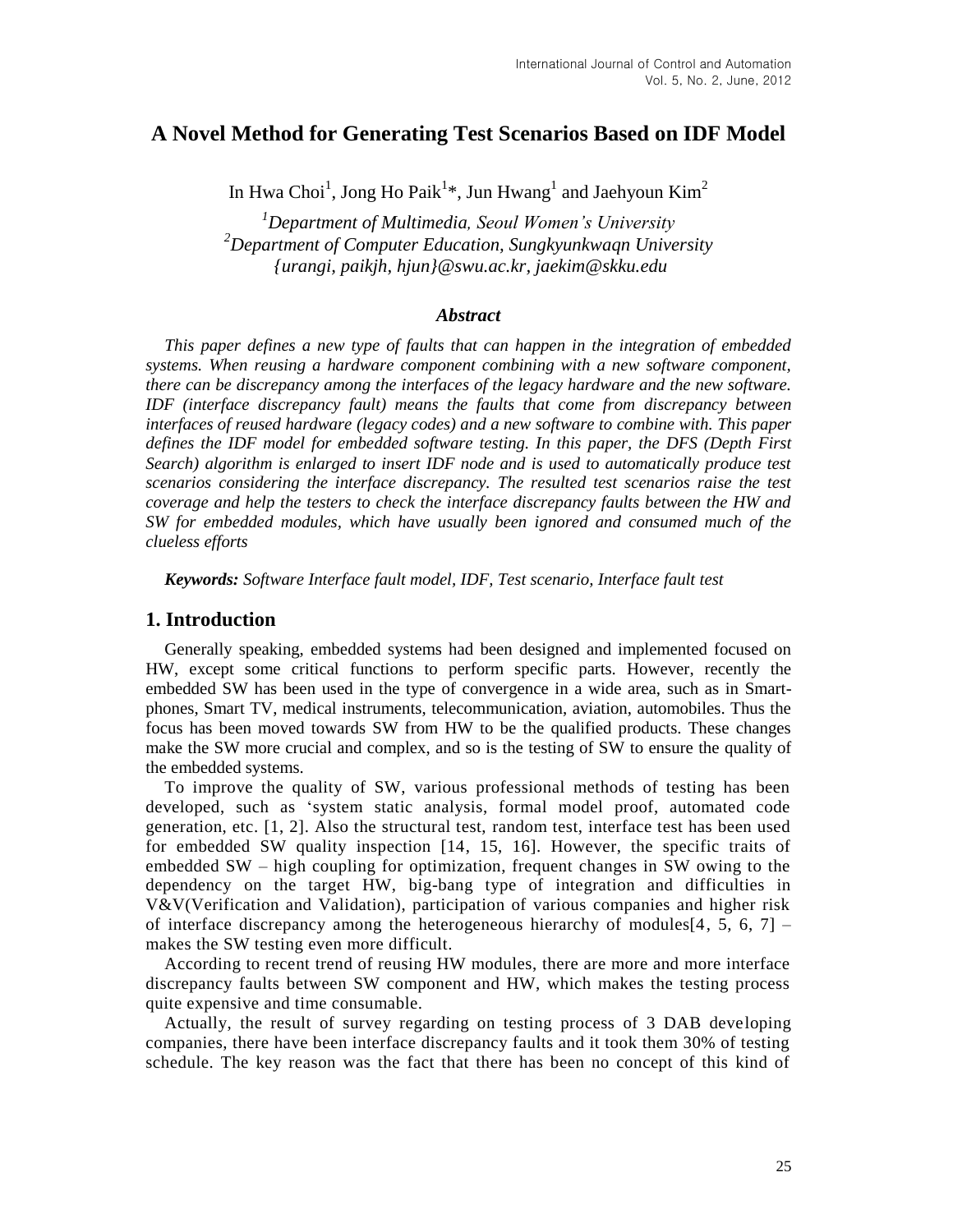# A Novel Method for Generating Test Scenarios Based on IDF Model

In Hwa Choi[1], Jong Ho Paik[1]*, Jun Hwang[1] and Jaehyoun Kim[2]

*[1]Department of Multimedia, Seoul Women's University*
*[2]Department of Computer Education, Sungkyunkwaqn University*
*{urangi, paikjh, hjun}@swu.ac.kr, jaekim@skku.edu*

### *Abstract*

*This paper defines a new type of faults that can happen in the integration of embedded systems. When reusing a hardware component combining with a new software component, there can be discrepancy among the interfaces of the legacy hardware and the new software. IDF (interface discrepancy fault) means the faults that come from discrepancy between interfaces of reused hardware (legacy codes) and a new software to combine with. This paper defines the IDF model for embedded software testing. In this paper, the DFS (Depth First Search) algorithm is enlarged to insert IDF node and is used to automatically produce test scenarios considering the interface discrepancy. The resulted test scenarios raise the test coverage and help the testers to check the interface discrepancy faults between the HW and SW for embedded modules, which have usually been ignored and consumed much of the clueless efforts*

***Keywords:*** *Software Interface fault model, IDF, Test scenario, Interface fault test*

## 1. Introduction

Generally speaking, embedded systems had been designed and implemented focused on HW, except some critical functions to perform specific parts. However, recently the embedded SW has been used in the type of convergence in a wide area, such as in Smart-phones, Smart TV, medical instruments, telecommunication, aviation, automobiles. Thus the focus has been moved towards SW from HW to be the qualified products. These changes make the SW more crucial and complex, and so is the testing of SW to ensure the quality of the embedded systems.

To improve the quality of SW, various professional methods of testing has been developed, such as 'system static analysis, formal model proof, automated code generation, etc. [1, 2]. Also the structural test, random test, interface test has been used for embedded SW quality inspection [14, 15, 16]. However, the specific traits of embedded SW – high coupling for optimization, frequent changes in SW owing to the dependency on the target HW, big-bang type of integration and difficulties in V&V(Verification and Validation), participation of various companies and higher risk of interface discrepancy among the heterogeneous hierarchy of modules[4, 5, 6, 7] – makes the SW testing even more difficult.

According to recent trend of reusing HW modules, there are more and more interface discrepancy faults between SW component and HW, which makes the testing process quite expensive and time consumable.

Actually, the result of survey regarding on testing process of 3 DAB developing companies, there have been interface discrepancy faults and it took them 30% of testing schedule. The key reason was the fact that there has been no concept of this kind of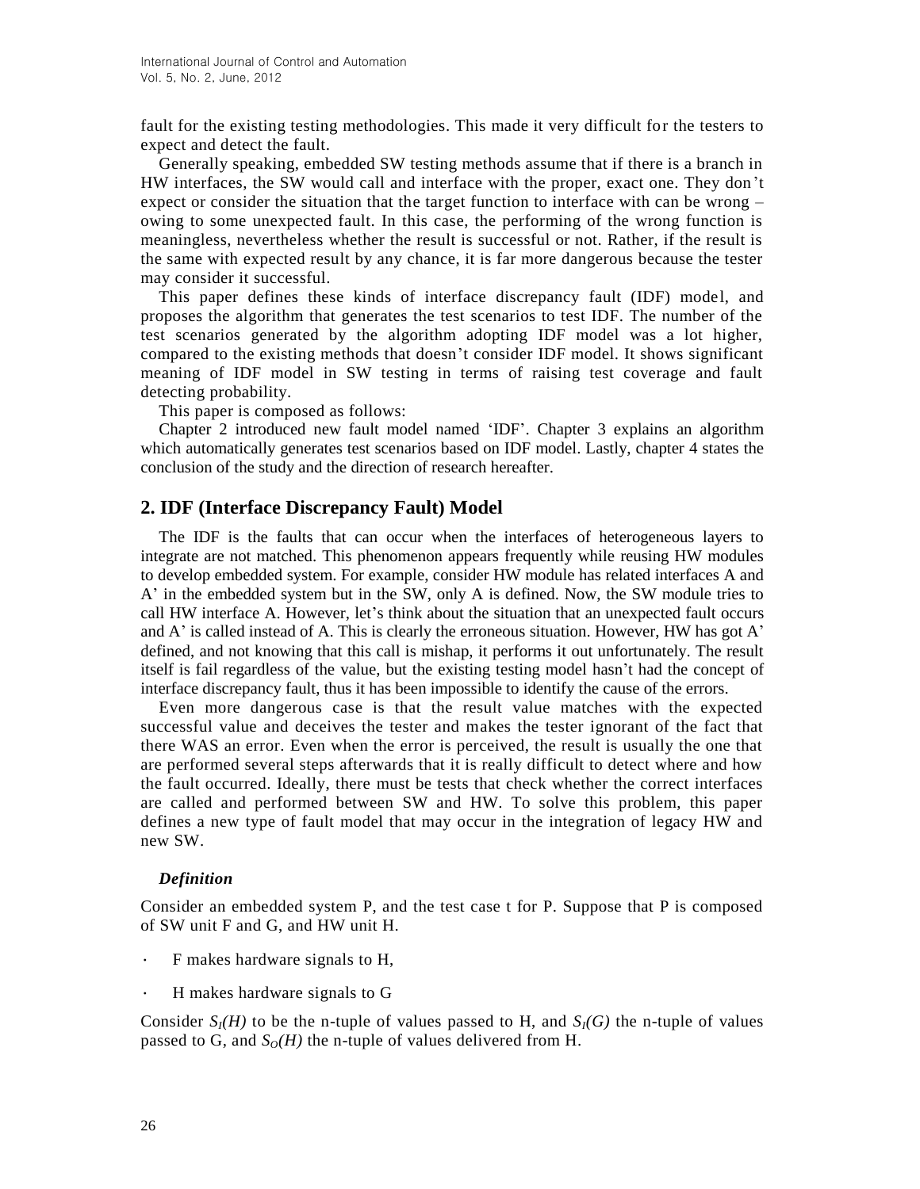fault for the existing testing methodologies. This made it very difficult for the testers to expect and detect the fault.

Generally speaking, embedded SW testing methods assume that if there is a branch in HW interfaces, the SW would call and interface with the proper, exact one. They don't expect or consider the situation that the target function to interface with can be wrong – owing to some unexpected fault. In this case, the performing of the wrong function is meaningless, nevertheless whether the result is successful or not. Rather, if the result is the same with expected result by any chance, it is far more dangerous because the tester may consider it successful.

This paper defines these kinds of interface discrepancy fault (IDF) model, and proposes the algorithm that generates the test scenarios to test IDF. The number of the test scenarios generated by the algorithm adopting IDF model was a lot higher, compared to the existing methods that doesn't consider IDF model. It shows significant meaning of IDF model in SW testing in terms of raising test coverage and fault detecting probability.

This paper is composed as follows:

Chapter 2 introduced new fault model named 'IDF'. Chapter 3 explains an algorithm which automatically generates test scenarios based on IDF model. Lastly, chapter 4 states the conclusion of the study and the direction of research hereafter.

## 2. IDF (Interface Discrepancy Fault) Model

The IDF is the faults that can occur when the interfaces of heterogeneous layers to integrate are not matched. This phenomenon appears frequently while reusing HW modules to develop embedded system. For example, consider HW module has related interfaces A and A' in the embedded system but in the SW, only A is defined. Now, the SW module tries to call HW interface A. However, let's think about the situation that an unexpected fault occurs and A' is called instead of A. This is clearly the erroneous situation. However, HW has got A' defined, and not knowing that this call is mishap, it performs it out unfortunately. The result itself is fail regardless of the value, but the existing testing model hasn't had the concept of interface discrepancy fault, thus it has been impossible to identify the cause of the errors.

Even more dangerous case is that the result value matches with the expected successful value and deceives the tester and makes the tester ignorant of the fact that there WAS an error. Even when the error is perceived, the result is usually the one that are performed several steps afterwards that it is really difficult to detect where and how the fault occurred. Ideally, there must be tests that check whether the correct interfaces are called and performed between SW and HW. To solve this problem, this paper defines a new type of fault model that may occur in the integration of legacy HW and new SW.

***Definition***

Consider an embedded system P, and the test case t for P. Suppose that P is composed of SW unit F and G, and HW unit H.

- F makes hardware signals to H,
- H makes hardware signals to G

Consider $S_I(H)$ to be the n-tuple of values passed to H, and $S_I(G)$ the n-tuple of values passed to G, and $S_O(H)$ the n-tuple of values delivered from H.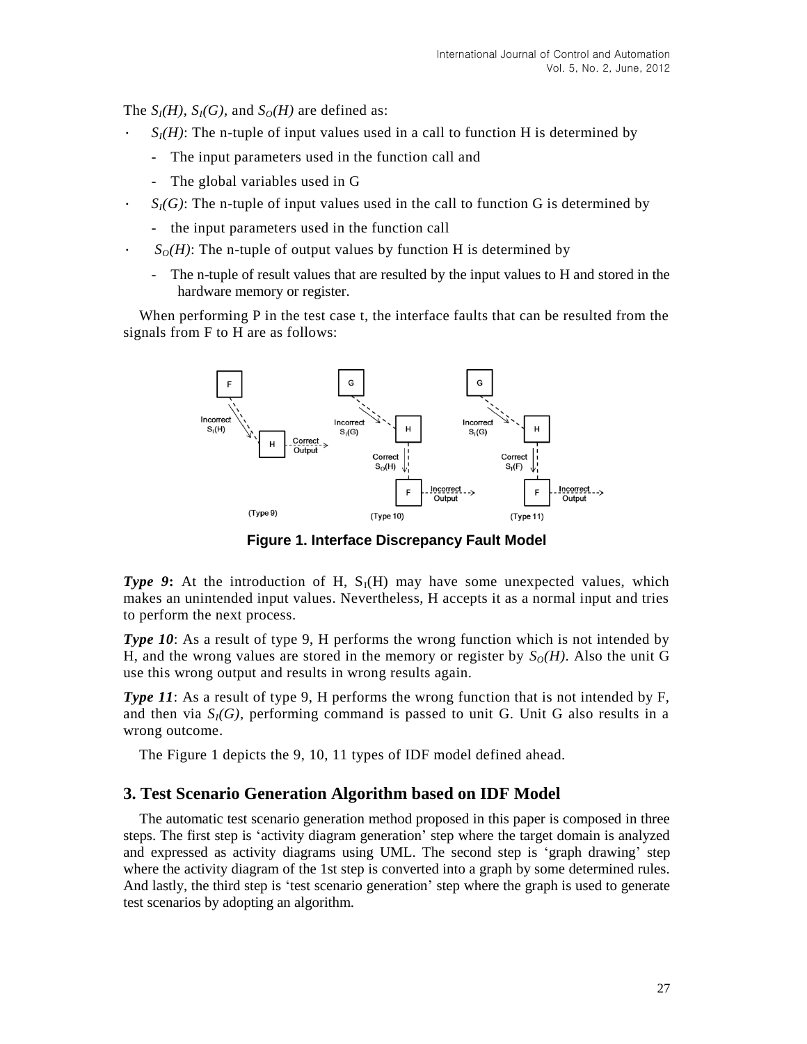The $S_I(H)$, $S_I(G)$, and $S_O(H)$ are defined as:

- $S_I(H)$: The n-tuple of input values used in a call to function H is determined by
  - The input parameters used in the function call and
  - The global variables used in G
- $S_I(G)$: The n-tuple of input values used in the call to function G is determined by
  - the input parameters used in the function call
- $S_O(H)$: The n-tuple of output values by function H is determined by
  - The n-tuple of result values that are resulted by the input values to H and stored in the hardware memory or register.

When performing P in the test case t, the interface faults that can be resulted from the signals from F to H are as follows:

**Figure 1. Interface Discrepancy Fault Model**

***Type 9*:** At the introduction of H, $S_I(H)$ may have some unexpected values, which makes an unintended input values. Nevertheless, H accepts it as a normal input and tries to perform the next process.

***Type 10***: As a result of type 9, H performs the wrong function which is not intended by H, and the wrong values are stored in the memory or register by $S_O(H)$. Also the unit G use this wrong output and results in wrong results again.

***Type 11***: As a result of type 9, H performs the wrong function that is not intended by F, and then via $S_I(G)$, performing command is passed to unit G. Unit G also results in a wrong outcome.

The Figure 1 depicts the 9, 10, 11 types of IDF model defined ahead.

## 3. Test Scenario Generation Algorithm based on IDF Model

The automatic test scenario generation method proposed in this paper is composed in three steps. The first step is 'activity diagram generation' step where the target domain is analyzed and expressed as activity diagrams using UML. The second step is 'graph drawing' step where the activity diagram of the 1st step is converted into a graph by some determined rules. And lastly, the third step is 'test scenario generation' step where the graph is used to generate test scenarios by adopting an algorithm.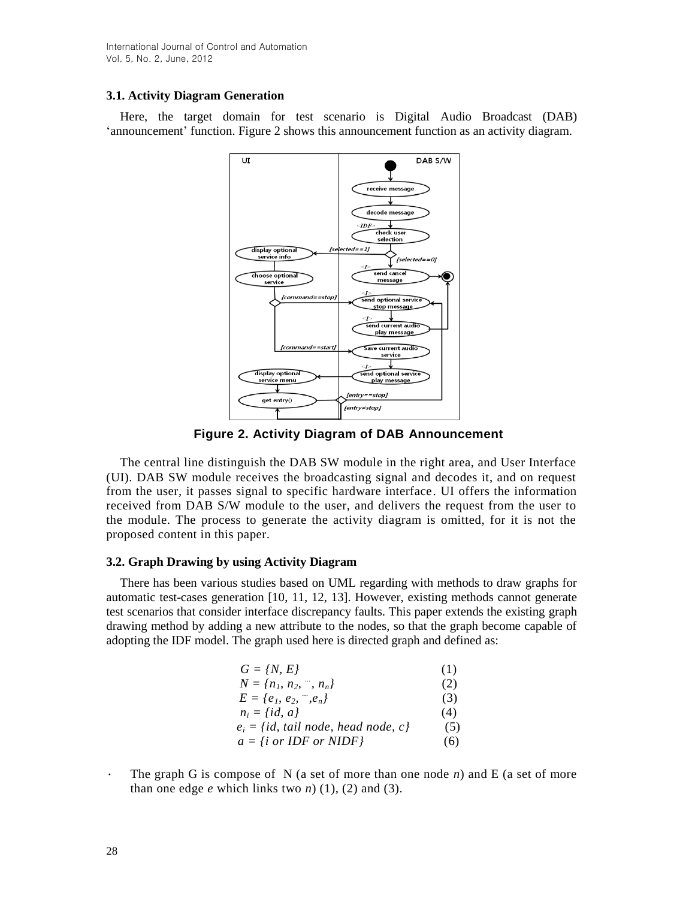### 3.1. Activity Diagram Generation

Here, the target domain for test scenario is Digital Audio Broadcast (DAB) 'announcement' function. Figure 2 shows this announcement function as an activity diagram.

**Figure 2. Activity Diagram of DAB Announcement**

The central line distinguish the DAB SW module in the right area, and User Interface (UI). DAB SW module receives the broadcasting signal and decodes it, and on request from the user, it passes signal to specific hardware interface. UI offers the information received from DAB S/W module to the user, and delivers the request from the user to the module. The process to generate the activity diagram is omitted, for it is not the proposed content in this paper.

### 3.2. Graph Drawing by using Activity Diagram

There has been various studies based on UML regarding with methods to draw graphs for automatic test-cases generation [10, 11, 12, 13]. However, existing methods cannot generate test scenarios that consider interface discrepancy faults. This paper extends the existing graph drawing method by adding a new attribute to the nodes, so that the graph become capable of adopting the IDF model. The graph used here is directed graph and defined as:

$$G = \{N, E\} \quad (1)$$

$$N = \{n_1, n_2, \cdots, n_n\} \quad (2)$$

$$E = \{e_1, e_2, \cdots, e_n\} \quad (3)$$

$$n_i = \{id, a\} \quad (4)$$

$$e_i = \{id, \text{tail node}, \text{head node}, c\} \quad (5)$$

$$a = \{i \text{ or } IDF \text{ or } NIDF\} \quad (6)$$

- The graph G is compose of N (a set of more than one node *n*) and E (a set of more than one edge *e* which links two *n*) (1), (2) and (3).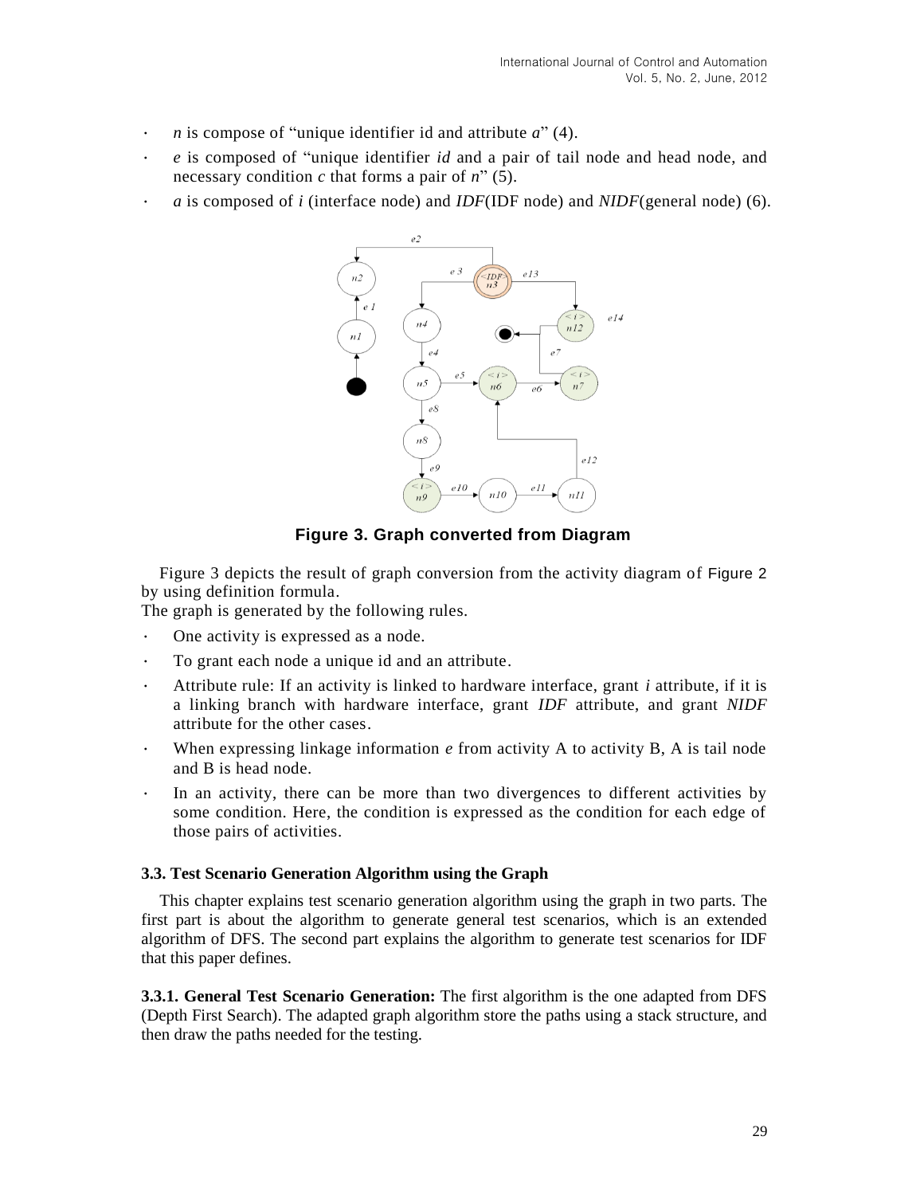- $n$ is compose of "unique identifier id and attribute $a$" (4).
- $e$ is composed of "unique identifier $id$ and a pair of tail node and head node, and necessary condition $c$ that forms a pair of $n$" (5).
- $a$ is composed of $i$ (interface node) and $IDF$(IDF node) and $NIDF$(general node) (6).

**Figure 3. Graph converted from Diagram**

Figure 3 depicts the result of graph conversion from the activity diagram of Figure 2 by using definition formula.

The graph is generated by the following rules.

- One activity is expressed as a node.
- To grant each node a unique id and an attribute.
- Attribute rule: If an activity is linked to hardware interface, grant $i$ attribute, if it is a linking branch with hardware interface, grant $IDF$ attribute, and grant $NIDF$ attribute for the other cases.
- When expressing linkage information $e$ from activity A to activity B, A is tail node and B is head node.
- In an activity, there can be more than two divergences to different activities by some condition. Here, the condition is expressed as the condition for each edge of those pairs of activities.

### 3.3. Test Scenario Generation Algorithm using the Graph

This chapter explains test scenario generation algorithm using the graph in two parts. The first part is about the algorithm to generate general test scenarios, which is an extended algorithm of DFS. The second part explains the algorithm to generate test scenarios for IDF that this paper defines.

**3.3.1. General Test Scenario Generation:** The first algorithm is the one adapted from DFS (Depth First Search). The adapted graph algorithm store the paths using a stack structure, and then draw the paths needed for the testing.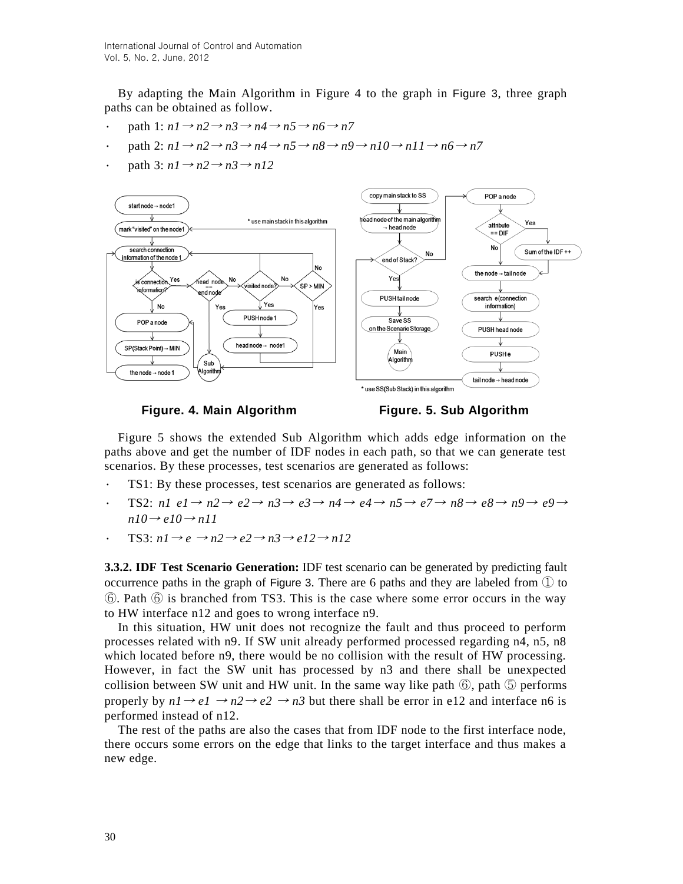By adapting the Main Algorithm in Figure 4 to the graph in Figure 3, three graph paths can be obtained as follow.

- path 1: *n1 → n2 → n3 → n4 → n5 → n6 → n7*
- path 2: *n1 → n2 → n3 → n4 → n5 → n8 → n9 → n10 → n11 → n6 → n7*
- path 3: *n1 → n2 → n3 → n12*

**Figure. 4. Main Algorithm**

**Figure. 5. Sub Algorithm**

Figure 5 shows the extended Sub Algorithm which adds edge information on the paths above and get the number of IDF nodes in each path, so that we can generate test scenarios. By these processes, test scenarios are generated as follows:

- TS1: By these processes, test scenarios are generated as follows:
- TS2: *n1 e1 → n2 → e2 → n3 → e3 → n4 → e4 → n5 → e7 → n8 → e8 → n9 → e9 → n10 → e10 → n11*
- TS3: *n1 → e → n2 → e2 → n3 → e12 → n12*

**3.3.2. IDF Test Scenario Generation:** IDF test scenario can be generated by predicting fault occurrence paths in the graph of Figure 3. There are 6 paths and they are labeled from ① to ⑥. Path ⑥ is branched from TS3. This is the case where some error occurs in the way to HW interface n12 and goes to wrong interface n9.

In this situation, HW unit does not recognize the fault and thus proceed to perform processes related with n9. If SW unit already performed processed regarding n4, n5, n8 which located before n9, there would be no collision with the result of HW processing. However, in fact the SW unit has processed by n3 and there shall be unexpected collision between SW unit and HW unit. In the same way like path ⑥, path ⑤ performs properly by *n1 → e1 → n2 → e2 → n3* but there shall be error in e12 and interface n6 is performed instead of n12.

The rest of the paths are also the cases that from IDF node to the first interface node, there occurs some errors on the edge that links to the target interface and thus makes a new edge.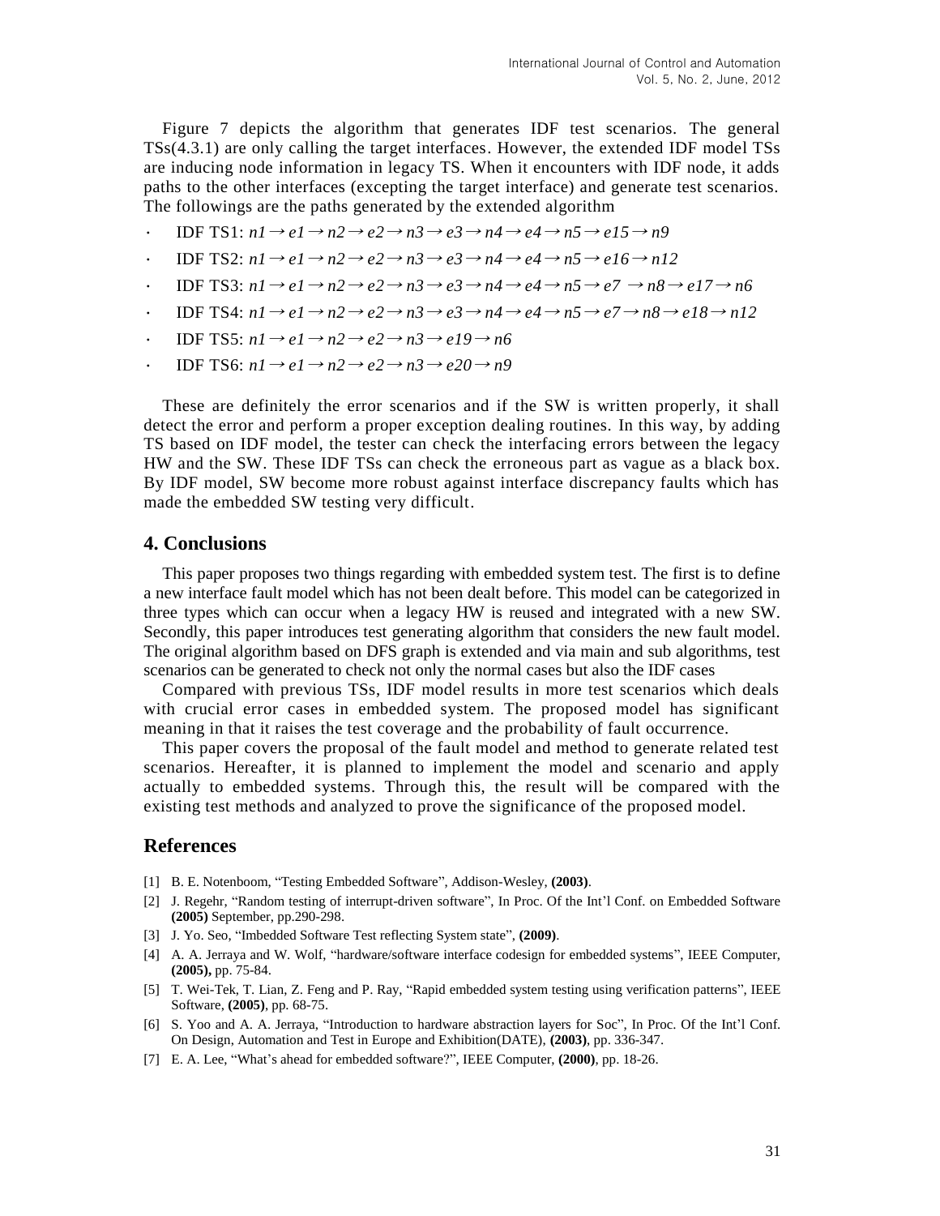Figure 7 depicts the algorithm that generates IDF test scenarios. The general TSs(4.3.1) are only calling the target interfaces. However, the extended IDF model TSs are inducing node information in legacy TS. When it encounters with IDF node, it adds paths to the other interfaces (excepting the target interface) and generate test scenarios. The followings are the paths generated by the extended algorithm

- IDF TS1: *n1→e1→n2→e2→n3→e3→n4→e4→n5→e15→n9*
- IDF TS2: *n1→e1→n2→e2→n3→e3→n4→e4→n5→e16→n12*
- IDF TS3: *n1→e1→n2→e2→n3→e3→n4→e4→n5→e7 →n8→e17→n6*
- IDF TS4: *n1→e1→n2→e2→n3→e3→n4→e4→n5→e7→n8→e18→n12*
- IDF TS5: *n1→e1→n2→e2→n3→e19→n6*
- IDF TS6: *n1→e1→n2→e2→n3→e20→n9*

These are definitely the error scenarios and if the SW is written properly, it shall detect the error and perform a proper exception dealing routines. In this way, by adding TS based on IDF model, the tester can check the interfacing errors between the legacy HW and the SW. These IDF TSs can check the erroneous part as vague as a black box. By IDF model, SW become more robust against interface discrepancy faults which has made the embedded SW testing very difficult.

## 4. Conclusions

This paper proposes two things regarding with embedded system test. The first is to define a new interface fault model which has not been dealt before. This model can be categorized in three types which can occur when a legacy HW is reused and integrated with a new SW. Secondly, this paper introduces test generating algorithm that considers the new fault model. The original algorithm based on DFS graph is extended and via main and sub algorithms, test scenarios can be generated to check not only the normal cases but also the IDF cases

Compared with previous TSs, IDF model results in more test scenarios which deals with crucial error cases in embedded system. The proposed model has significant meaning in that it raises the test coverage and the probability of fault occurrence.

This paper covers the proposal of the fault model and method to generate related test scenarios. Hereafter, it is planned to implement the model and scenario and apply actually to embedded systems. Through this, the result will be compared with the existing test methods and analyzed to prove the significance of the proposed model.

## References

[1] B. E. Notenboom, "Testing Embedded Software", Addison-Wesley, **(2003)**.

[2] J. Regehr, "Random testing of interrupt-driven software", In Proc. Of the Int'l Conf. on Embedded Software **(2005)** September, pp.290-298.

[3] J. Yo. Seo, "Imbedded Software Test reflecting System state", **(2009)**.

[4] A. A. Jerraya and W. Wolf, "hardware/software interface codesign for embedded systems", IEEE Computer, **(2005),** pp. 75-84.

[5] T. Wei-Tek, T. Lian, Z. Feng and P. Ray, "Rapid embedded system testing using verification patterns", IEEE Software, **(2005)**, pp. 68-75.

[6] S. Yoo and A. A. Jerraya, "Introduction to hardware abstraction layers for Soc", In Proc. Of the Int'l Conf. On Design, Automation and Test in Europe and Exhibition(DATE), **(2003)**, pp. 336-347.

[7] E. A. Lee, "What's ahead for embedded software?", IEEE Computer, **(2000)**, pp. 18-26.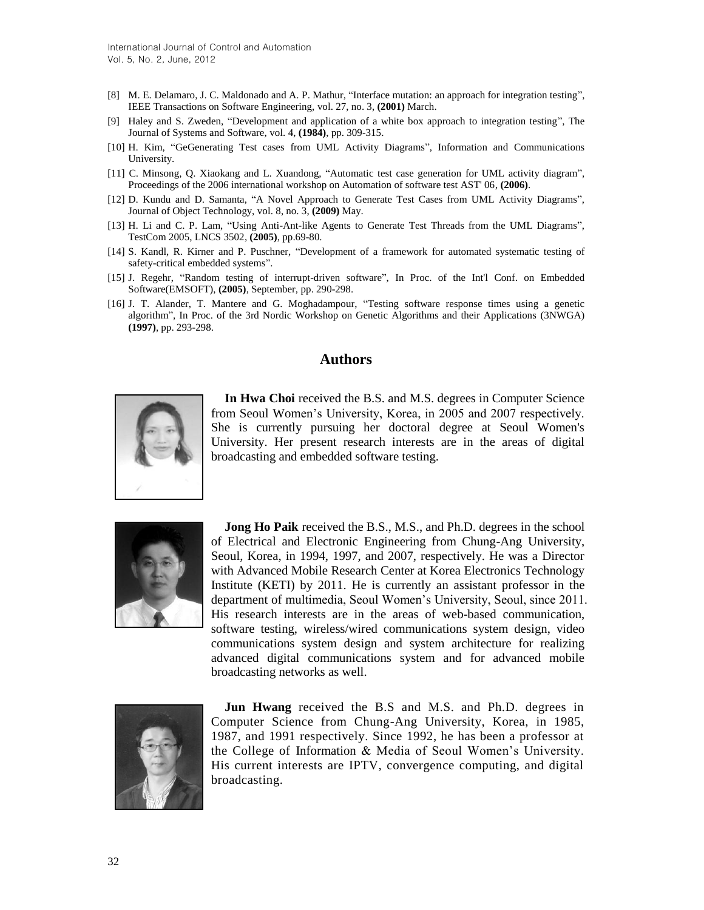[8] M. E. Delamaro, J. C. Maldonado and A. P. Mathur, "Interface mutation: an approach for integration testing", IEEE Transactions on Software Engineering, vol. 27, no. 3, **(2001)** March.

[9] Haley and S. Zweden, "Development and application of a white box approach to integration testing", The Journal of Systems and Software, vol. 4, **(1984)**, pp. 309-315.

[10] H. Kim, "GeGenerating Test cases from UML Activity Diagrams", Information and Communications University.

[11] C. Minsong, Q. Xiaokang and L. Xuandong, "Automatic test case generation for UML activity diagram", Proceedings of the 2006 international workshop on Automation of software test AST' 06, **(2006)**.

[12] D. Kundu and D. Samanta, "A Novel Approach to Generate Test Cases from UML Activity Diagrams", Journal of Object Technology, vol. 8, no. 3, **(2009)** May.

[13] H. Li and C. P. Lam, "Using Anti-Ant-like Agents to Generate Test Threads from the UML Diagrams", TestCom 2005, LNCS 3502, **(2005)**, pp.69-80.

[14] S. Kandl, R. Kirner and P. Puschner, "Development of a framework for automated systematic testing of safety-critical embedded systems".

[15] J. Regehr, "Random testing of interrupt-driven software", In Proc. of the Int'l Conf. on Embedded Software(EMSOFT), **(2005)**, September, pp. 290-298.

[16] J. T. Alander, T. Mantere and G. Moghadampour, "Testing software response times using a genetic algorithm", In Proc. of the 3rd Nordic Workshop on Genetic Algorithms and their Applications (3NWGA) **(1997)**, pp. 293-298.

## Authors

**In Hwa Choi** received the B.S. and M.S. degrees in Computer Science from Seoul Women's University, Korea, in 2005 and 2007 respectively. She is currently pursuing her doctoral degree at Seoul Women's University. Her present research interests are in the areas of digital broadcasting and embedded software testing.

**Jong Ho Paik** received the B.S., M.S., and Ph.D. degrees in the school of Electrical and Electronic Engineering from Chung-Ang University, Seoul, Korea, in 1994, 1997, and 2007, respectively. He was a Director with Advanced Mobile Research Center at Korea Electronics Technology Institute (KETI) by 2011. He is currently an assistant professor in the department of multimedia, Seoul Women's University, Seoul, since 2011. His research interests are in the areas of web-based communication, software testing, wireless/wired communications system design, video communications system design and system architecture for realizing advanced digital communications system and for advanced mobile broadcasting networks as well.

**Jun Hwang** received the B.S and M.S. and Ph.D. degrees in Computer Science from Chung-Ang University, Korea, in 1985, 1987, and 1991 respectively. Since 1992, he has been a professor at the College of Information & Media of Seoul Women's University. His current interests are IPTV, convergence computing, and digital broadcasting.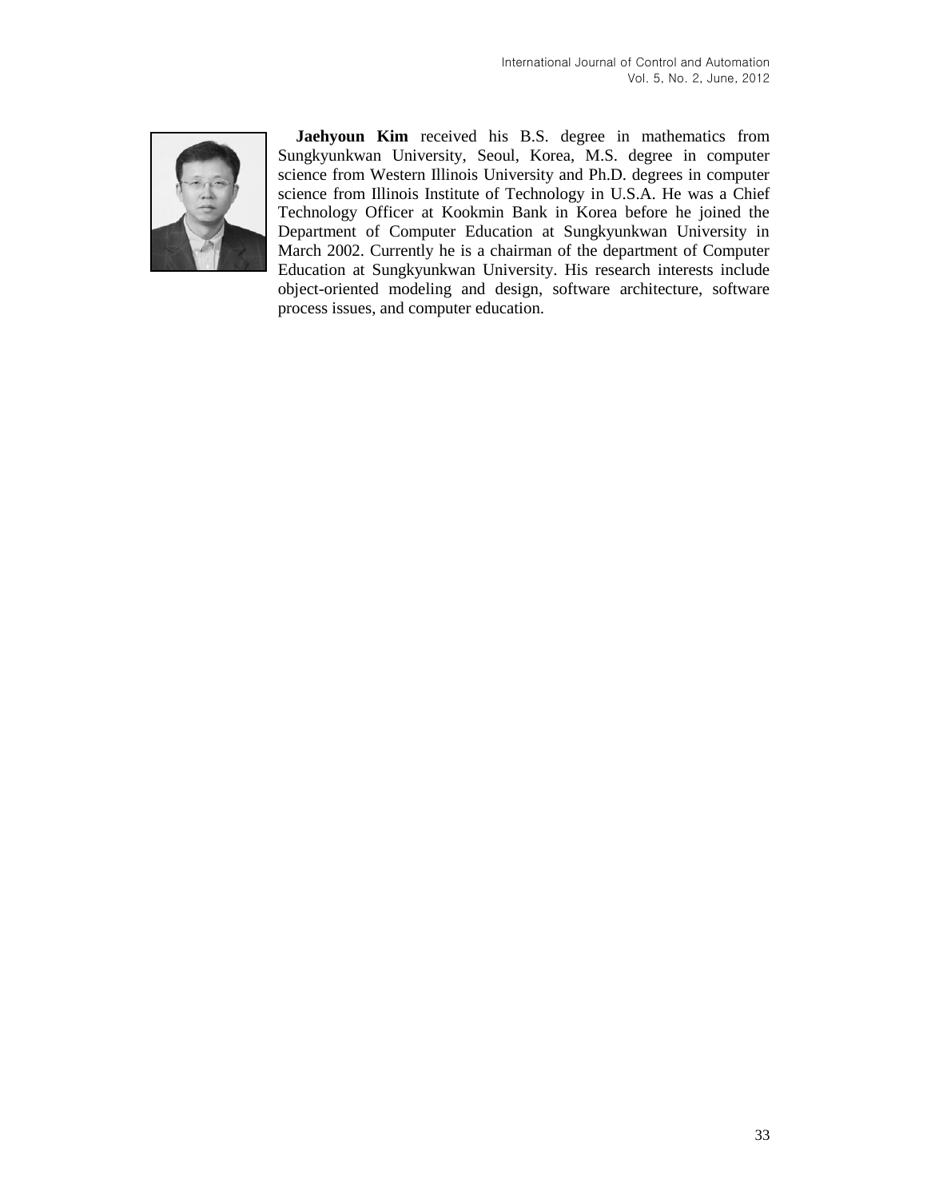**Jaehyoun Kim** received his B.S. degree in mathematics from Sungkyunkwan University, Seoul, Korea, M.S. degree in computer science from Western Illinois University and Ph.D. degrees in computer science from Illinois Institute of Technology in U.S.A. He was a Chief Technology Officer at Kookmin Bank in Korea before he joined the Department of Computer Education at Sungkyunkwan University in March 2002. Currently he is a chairman of the department of Computer Education at Sungkyunkwan University. His research interests include object-oriented modeling and design, software architecture, software process issues, and computer education.